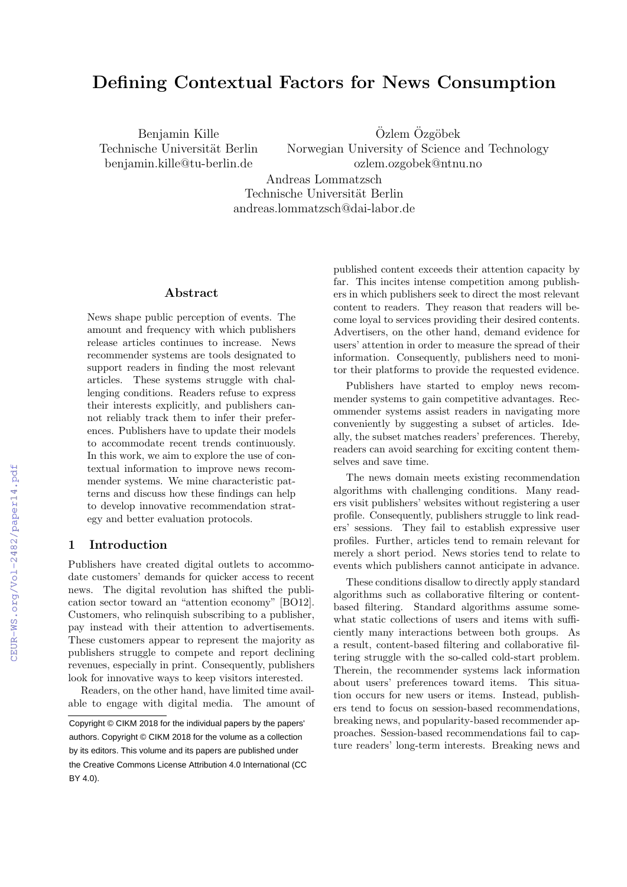# Defining Contextual Factors for News Consumption

Benjamin Kille
Technische Universität Berlin
benjamin.kille@tu-berlin.de

Özlem Özgöbek
Norwegian University of Science and Technology
ozlem.ozgobek@ntnu.no

Andreas Lommatzsch
Technische Universität Berlin
andreas.lommatzsch@dai-labor.de

## Abstract

News shape public perception of events. The amount and frequency with which publishers release articles continues to increase. News recommender systems are tools designated to support readers in finding the most relevant articles. These systems struggle with challenging conditions. Readers refuse to express their interests explicitly, and publishers cannot reliably track them to infer their preferences. Publishers have to update their models to accommodate recent trends continuously. In this work, we aim to explore the use of contextual information to improve news recommender systems. We mine characteristic patterns and discuss how these findings can help to develop innovative recommendation strategy and better evaluation protocols.

## 1 Introduction

Publishers have created digital outlets to accommodate customers' demands for quicker access to recent news. The digital revolution has shifted the publication sector toward an "attention economy" [BO12]. Customers, who relinquish subscribing to a publisher, pay instead with their attention to advertisements. These customers appear to represent the majority as publishers struggle to compete and report declining revenues, especially in print. Consequently, publishers look for innovative ways to keep visitors interested.

Readers, on the other hand, have limited time available to engage with digital media. The amount of published content exceeds their attention capacity by far. This incites intense competition among publishers in which publishers seek to direct the most relevant content to readers. They reason that readers will become loyal to services providing their desired contents. Advertisers, on the other hand, demand evidence for users' attention in order to measure the spread of their information. Consequently, publishers need to monitor their platforms to provide the requested evidence.

Publishers have started to employ news recommender systems to gain competitive advantages. Recommender systems assist readers in navigating more conveniently by suggesting a subset of articles. Ideally, the subset matches readers' preferences. Thereby, readers can avoid searching for exciting content themselves and save time.

The news domain meets existing recommendation algorithms with challenging conditions. Many readers visit publishers' websites without registering a user profile. Consequently, publishers struggle to link readers' sessions. They fail to establish expressive user profiles. Further, articles tend to remain relevant for merely a short period. News stories tend to relate to events which publishers cannot anticipate in advance.

These conditions disallow to directly apply standard algorithms such as collaborative filtering or content-based filtering. Standard algorithms assume somewhat static collections of users and items with sufficiently many interactions between both groups. As a result, content-based filtering and collaborative filtering struggle with the so-called cold-start problem. Therein, the recommender systems lack information about users' preferences toward items. This situation occurs for new users or items. Instead, publishers tend to focus on session-based recommendations, breaking news, and popularity-based recommender approaches. Session-based recommendations fail to capture readers' long-term interests. Breaking news and

Copyright © CIKM 2018 for the individual papers by the papers' authors. Copyright © CIKM 2018 for the volume as a collection by its editors. This volume and its papers are published under the Creative Commons License Attribution 4.0 International (CC BY 4.0).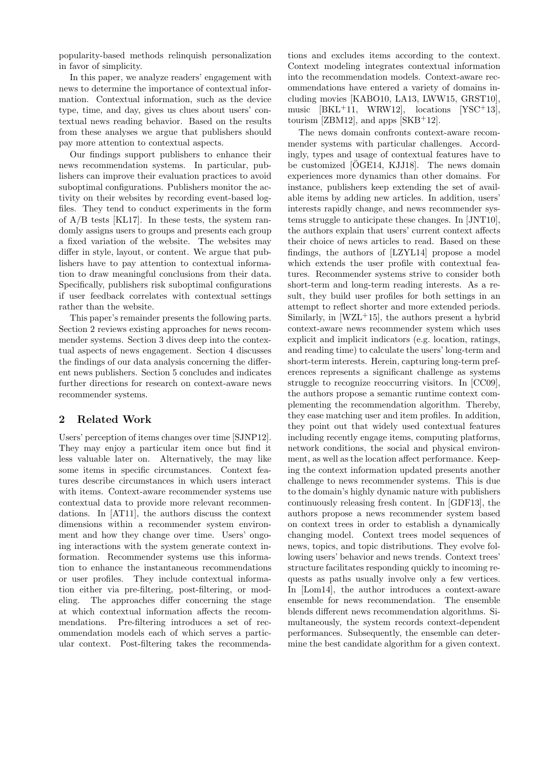popularity-based methods relinquish personalization in favor of simplicity.

In this paper, we analyze readers' engagement with news to determine the importance of contextual information. Contextual information, such as the device type, time, and day, gives us clues about users' contextual news reading behavior. Based on the results from these analyses we argue that publishers should pay more attention to contextual aspects.

Our findings support publishers to enhance their news recommendation systems. In particular, publishers can improve their evaluation practices to avoid suboptimal configurations. Publishers monitor the activity on their websites by recording event-based logfiles. They tend to conduct experiments in the form of A/B tests [KL17]. In these tests, the system randomly assigns users to groups and presents each group a fixed variation of the website. The websites may differ in style, layout, or content. We argue that publishers have to pay attention to contextual information to draw meaningful conclusions from their data. Specifically, publishers risk suboptimal configurations if user feedback correlates with contextual settings rather than the website.

This paper's remainder presents the following parts. Section 2 reviews existing approaches for news recommender systems. Section 3 dives deep into the contextual aspects of news engagement. Section 4 discusses the findings of our data analysis concerning the different news publishers. Section 5 concludes and indicates further directions for research on context-aware news recommender systems.

## 2 Related Work

Users' perception of items changes over time [SJNP12]. They may enjoy a particular item once but find it less valuable later on. Alternatively, the may like some items in specific circumstances. Context features describe circumstances in which users interact with items. Context-aware recommender systems use contextual data to provide more relevant recommendations. In [AT11], the authors discuss the context dimensions within a recommender system environment and how they change over time. Users' ongoing interactions with the system generate context information. Recommender systems use this information to enhance the instantaneous recommendations or user profiles. They include contextual information either via pre-filtering, post-filtering, or modeling. The approaches differ concerning the stage at which contextual information affects the recommendations. Pre-filtering introduces a set of recommendation models each of which serves a particular context. Post-filtering takes the recommendations and excludes items according to the context. Context modeling integrates contextual information into the recommendation models. Context-aware recommendations have entered a variety of domains including movies [KABO10, LA13, LWW15, GRST10], music [BKL+11, WRW12], locations [YSC+13], tourism [ZBM12], and apps [SKB+12].

The news domain confronts context-aware recommender systems with particular challenges. Accordingly, types and usage of contextual features have to be customized [ÖGE14, KJJ18]. The news domain experiences more dynamics than other domains. For instance, publishers keep extending the set of available items by adding new articles. In addition, users' interests rapidly change, and news recommender systems struggle to anticipate these changes. In [JNT10], the authors explain that users' current context affects their choice of news articles to read. Based on these findings, the authors of [LZYL14] propose a model which extends the user profile with contextual features. Recommender systems strive to consider both short-term and long-term reading interests. As a result, they build user profiles for both settings in an attempt to reflect shorter and more extended periods. Similarly, in [WZL+15], the authors present a hybrid context-aware news recommender system which uses explicit and implicit indicators (e.g. location, ratings, and reading time) to calculate the users' long-term and short-term interests. Herein, capturing long-term preferences represents a significant challenge as systems struggle to recognize reoccurring visitors. In [CC09], the authors propose a semantic runtime context complementing the recommendation algorithm. Thereby, they ease matching user and item profiles. In addition, they point out that widely used contextual features including recently engage items, computing platforms, network conditions, the social and physical environment, as well as the location affect performance. Keeping the context information updated presents another challenge to news recommender systems. This is due to the domain's highly dynamic nature with publishers continuously releasing fresh content. In [GDF13], the authors propose a news recommender system based on context trees in order to establish a dynamically changing model. Context trees model sequences of news, topics, and topic distributions. They evolve following users' behavior and news trends. Context trees' structure facilitates responding quickly to incoming requests as paths usually involve only a few vertices. In [Lom14], the author introduces a context-aware ensemble for news recommendation. The ensemble blends different news recommendation algorithms. Simultaneously, the system records context-dependent performances. Subsequently, the ensemble can determine the best candidate algorithm for a given context.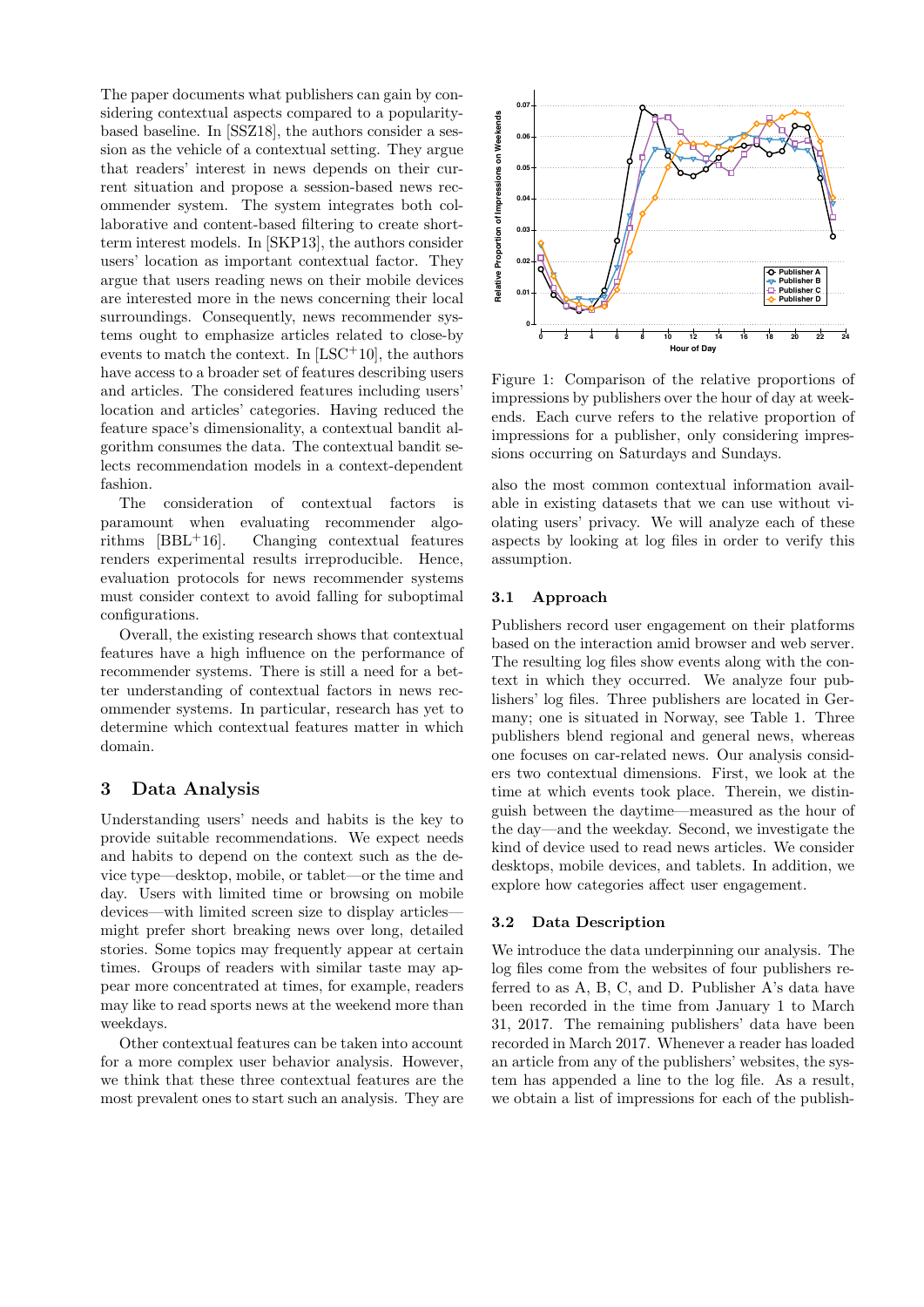The paper documents what publishers can gain by considering contextual aspects compared to a popularity-based baseline. In [SSZ18], the authors consider a session as the vehicle of a contextual setting. They argue that readers' interest in news depends on their current situation and propose a session-based news recommender system. The system integrates both collaborative and content-based filtering to create short-term interest models. In [SKP13], the authors consider users' location as important contextual factor. They argue that users reading news on their mobile devices are interested more in the news concerning their local surroundings. Consequently, news recommender systems ought to emphasize articles related to close-by events to match the context. In [LSC+10], the authors have access to a broader set of features describing users and articles. The considered features including users' location and articles' categories. Having reduced the feature space's dimensionality, a contextual bandit algorithm consumes the data. The contextual bandit selects recommendation models in a context-dependent fashion.

The consideration of contextual factors is paramount when evaluating recommender algorithms [BBL+16]. Changing contextual features renders experimental results irreproducible. Hence, evaluation protocols for news recommender systems must consider context to avoid falling for suboptimal configurations.

Overall, the existing research shows that contextual features have a high influence on the performance of recommender systems. There is still a need for a better understanding of contextual factors in news recommender systems. In particular, research has yet to determine which contextual features matter in which domain.

## 3 Data Analysis

Understanding users' needs and habits is the key to provide suitable recommendations. We expect needs and habits to depend on the context such as the device type—desktop, mobile, or tablet—or the time and day. Users with limited time or browsing on mobile devices—with limited screen size to display articles—might prefer short breaking news over long, detailed stories. Some topics may frequently appear at certain times. Groups of readers with similar taste may appear more concentrated at times, for example, readers may like to read sports news at the weekend more than weekdays.

Other contextual features can be taken into account for a more complex user behavior analysis. However, we think that these three contextual features are the most prevalent ones to start such an analysis. They are also the most common contextual information available in existing datasets that we can use without violating users' privacy. We will analyze each of these aspects by looking at log files in order to verify this assumption.

Figure 1: Comparison of the relative proportions of impressions by publishers over the hour of day at weekends. Each curve refers to the relative proportion of impressions for a publisher, only considering impressions occurring on Saturdays and Sundays.

### 3.1 Approach

Publishers record user engagement on their platforms based on the interaction amid browser and web server. The resulting log files show events along with the context in which they occurred. We analyze four publishers' log files. Three publishers are located in Germany; one is situated in Norway, see Table 1. Three publishers blend regional and general news, whereas one focuses on car-related news. Our analysis considers two contextual dimensions. First, we look at the time at which events took place. Therein, we distinguish between the daytime—measured as the hour of the day—and the weekday. Second, we investigate the kind of device used to read news articles. We consider desktops, mobile devices, and tablets. In addition, we explore how categories affect user engagement.

### 3.2 Data Description

We introduce the data underpinning our analysis. The log files come from the websites of four publishers referred to as A, B, C, and D. Publisher A's data have been recorded in the time from January 1 to March 31, 2017. The remaining publishers' data have been recorded in March 2017. Whenever a reader has loaded an article from any of the publishers' websites, the system has appended a line to the log file. As a result, we obtain a list of impressions for each of the publish-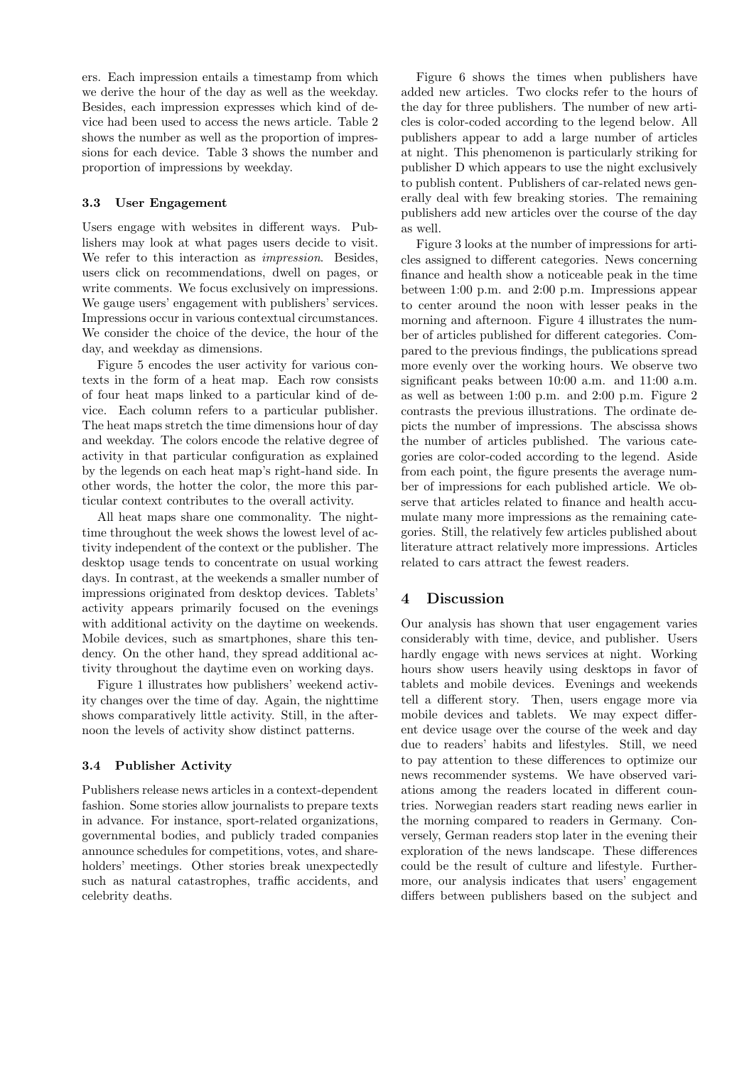ers. Each impression entails a timestamp from which we derive the hour of the day as well as the weekday. Besides, each impression expresses which kind of device had been used to access the news article. Table 2 shows the number as well as the proportion of impressions for each device. Table 3 shows the number and proportion of impressions by weekday.

### 3.3 User Engagement

Users engage with websites in different ways. Publishers may look at what pages users decide to visit. We refer to this interaction as *impression*. Besides, users click on recommendations, dwell on pages, or write comments. We focus exclusively on impressions. We gauge users' engagement with publishers' services. Impressions occur in various contextual circumstances. We consider the choice of the device, the hour of the day, and weekday as dimensions.

Figure 5 encodes the user activity for various contexts in the form of a heat map. Each row consists of four heat maps linked to a particular kind of device. Each column refers to a particular publisher. The heat maps stretch the time dimensions hour of day and weekday. The colors encode the relative degree of activity in that particular configuration as explained by the legends on each heat map's right-hand side. In other words, the hotter the color, the more this particular context contributes to the overall activity.

All heat maps share one commonality. The nighttime throughout the week shows the lowest level of activity independent of the context or the publisher. The desktop usage tends to concentrate on usual working days. In contrast, at the weekends a smaller number of impressions originated from desktop devices. Tablets' activity appears primarily focused on the evenings with additional activity on the daytime on weekends. Mobile devices, such as smartphones, share this tendency. On the other hand, they spread additional activity throughout the daytime even on working days.

Figure 1 illustrates how publishers' weekend activity changes over the time of day. Again, the nighttime shows comparatively little activity. Still, in the afternoon the levels of activity show distinct patterns.

### 3.4 Publisher Activity

Publishers release news articles in a context-dependent fashion. Some stories allow journalists to prepare texts in advance. For instance, sport-related organizations, governmental bodies, and publicly traded companies announce schedules for competitions, votes, and shareholders' meetings. Other stories break unexpectedly such as natural catastrophes, traffic accidents, and celebrity deaths.

Figure 6 shows the times when publishers have added new articles. Two clocks refer to the hours of the day for three publishers. The number of new articles is color-coded according to the legend below. All publishers appear to add a large number of articles at night. This phenomenon is particularly striking for publisher D which appears to use the night exclusively to publish content. Publishers of car-related news generally deal with few breaking stories. The remaining publishers add new articles over the course of the day as well.

Figure 3 looks at the number of impressions for articles assigned to different categories. News concerning finance and health show a noticeable peak in the time between 1:00 p.m. and 2:00 p.m. Impressions appear to center around the noon with lesser peaks in the morning and afternoon. Figure 4 illustrates the number of articles published for different categories. Compared to the previous findings, the publications spread more evenly over the working hours. We observe two significant peaks between 10:00 a.m. and 11:00 a.m. as well as between 1:00 p.m. and 2:00 p.m. Figure 2 contrasts the previous illustrations. The ordinate depicts the number of impressions. The abscissa shows the number of articles published. The various categories are color-coded according to the legend. Aside from each point, the figure presents the average number of impressions for each published article. We observe that articles related to finance and health accumulate many more impressions as the remaining categories. Still, the relatively few articles published about literature attract relatively more impressions. Articles related to cars attract the fewest readers.

## 4 Discussion

Our analysis has shown that user engagement varies considerably with time, device, and publisher. Users hardly engage with news services at night. Working hours show users heavily using desktops in favor of tablets and mobile devices. Evenings and weekends tell a different story. Then, users engage more via mobile devices and tablets. We may expect different device usage over the course of the week and day due to readers' habits and lifestyles. Still, we need to pay attention to these differences to optimize our news recommender systems. We have observed variations among the readers located in different countries. Norwegian readers start reading news earlier in the morning compared to readers in Germany. Conversely, German readers stop later in the evening their exploration of the news landscape. These differences could be the result of culture and lifestyle. Furthermore, our analysis indicates that users' engagement differs between publishers based on the subject and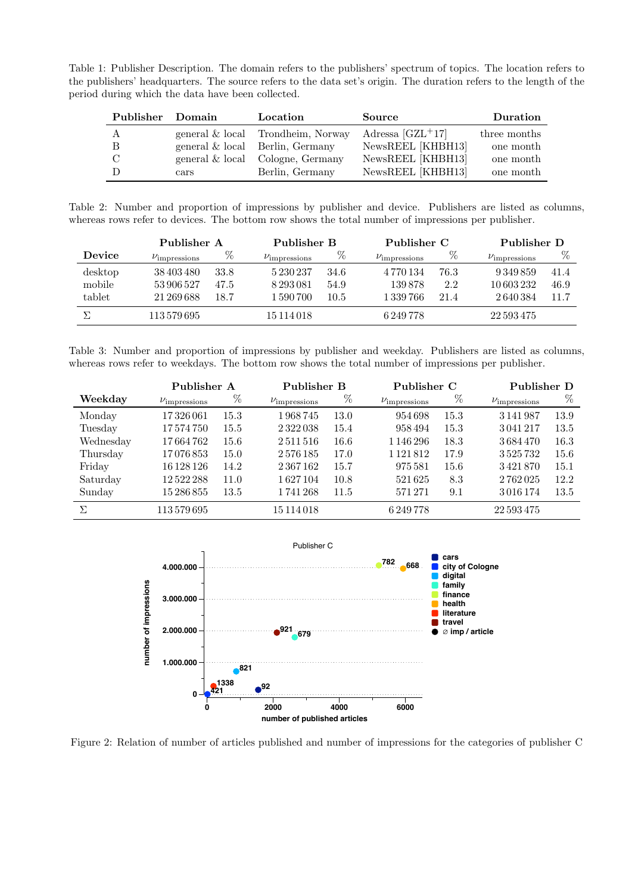Table 1: Publisher Description. The domain refers to the publishers' spectrum of topics. The location refers to the publishers' headquarters. The source refers to the data set's origin. The duration refers to the length of the period during which the data have been collected.

| Publisher | Domain | Location | Source | Duration |
|---|---|---|---|---|
| A | general & local | Trondheim, Norway | Adressa [GZL+17] | three months |
| B | general & local | Berlin, Germany | NewsREEL [KHBH13] | one month |
| C | general & local | Cologne, Germany | NewsREEL [KHBH13] | one month |
| D | cars | Berlin, Germany | NewsREEL [KHBH13] | one month |

Table 2: Number and proportion of impressions by publisher and device. Publishers are listed as columns, whereas rows refer to devices. The bottom row shows the total number of impressions per publisher.

| | Publisher A | | Publisher B | | Publisher C | | Publisher D | |
|---|---|---|---|---|---|---|---|---|
| **Device** | $\nu_{\text{impressions}}$ | % | $\nu_{\text{impressions}}$ | % | $\nu_{\text{impressions}}$ | % | $\nu_{\text{impressions}}$ | % |
| desktop | 38 403 480 | 33.8 | 5 230 237 | 34.6 | 4 770 134 | 76.3 | 9 349 859 | 41.4 |
| mobile | 53 906 527 | 47.5 | 8 293 081 | 54.9 | 139 878 | 2.2 | 10 603 232 | 46.9 |
| tablet | 21 269 688 | 18.7 | 1 590 700 | 10.5 | 1 339 766 | 21.4 | 2 640 384 | 11.7 |
| $\Sigma$ | 113 579 695 | | 15 114 018 | | 6 249 778 | | 22 593 475 | |

Table 3: Number and proportion of impressions by publisher and weekday. Publishers are listed as columns, whereas rows refer to weekdays. The bottom row shows the total number of impressions per publisher.

| | Publisher A | | Publisher B | | Publisher C | | Publisher D | |
|---|---|---|---|---|---|---|---|---|
| **Weekday** | $\nu_{\text{impressions}}$ | % | $\nu_{\text{impressions}}$ | % | $\nu_{\text{impressions}}$ | % | $\nu_{\text{impressions}}$ | % |
| Monday | 17 326 061 | 15.3 | 1 968 745 | 13.0 | 954 698 | 15.3 | 3 141 987 | 13.9 |
| Tuesday | 17 574 750 | 15.5 | 2 322 038 | 15.4 | 958 494 | 15.3 | 3 041 217 | 13.5 |
| Wednesday | 17 664 762 | 15.6 | 2 511 516 | 16.6 | 1 146 296 | 18.3 | 3 684 470 | 16.3 |
| Thursday | 17 076 853 | 15.0 | 2 576 185 | 17.0 | 1 121 812 | 17.9 | 3 525 732 | 15.6 |
| Friday | 16 128 126 | 14.2 | 2 367 162 | 15.7 | 975 581 | 15.6 | 3 421 870 | 15.1 |
| Saturday | 12 522 288 | 11.0 | 1 627 104 | 10.8 | 521 625 | 8.3 | 2 762 025 | 12.2 |
| Sunday | 15 286 855 | 13.5 | 1 741 268 | 11.5 | 571 271 | 9.1 | 3 016 174 | 13.5 |
| $\Sigma$ | 113 579 695 | | 15 114 018 | | 6 249 778 | | 22 593 475 | |

Figure 2: Relation of number of articles published and number of impressions for the categories of publisher C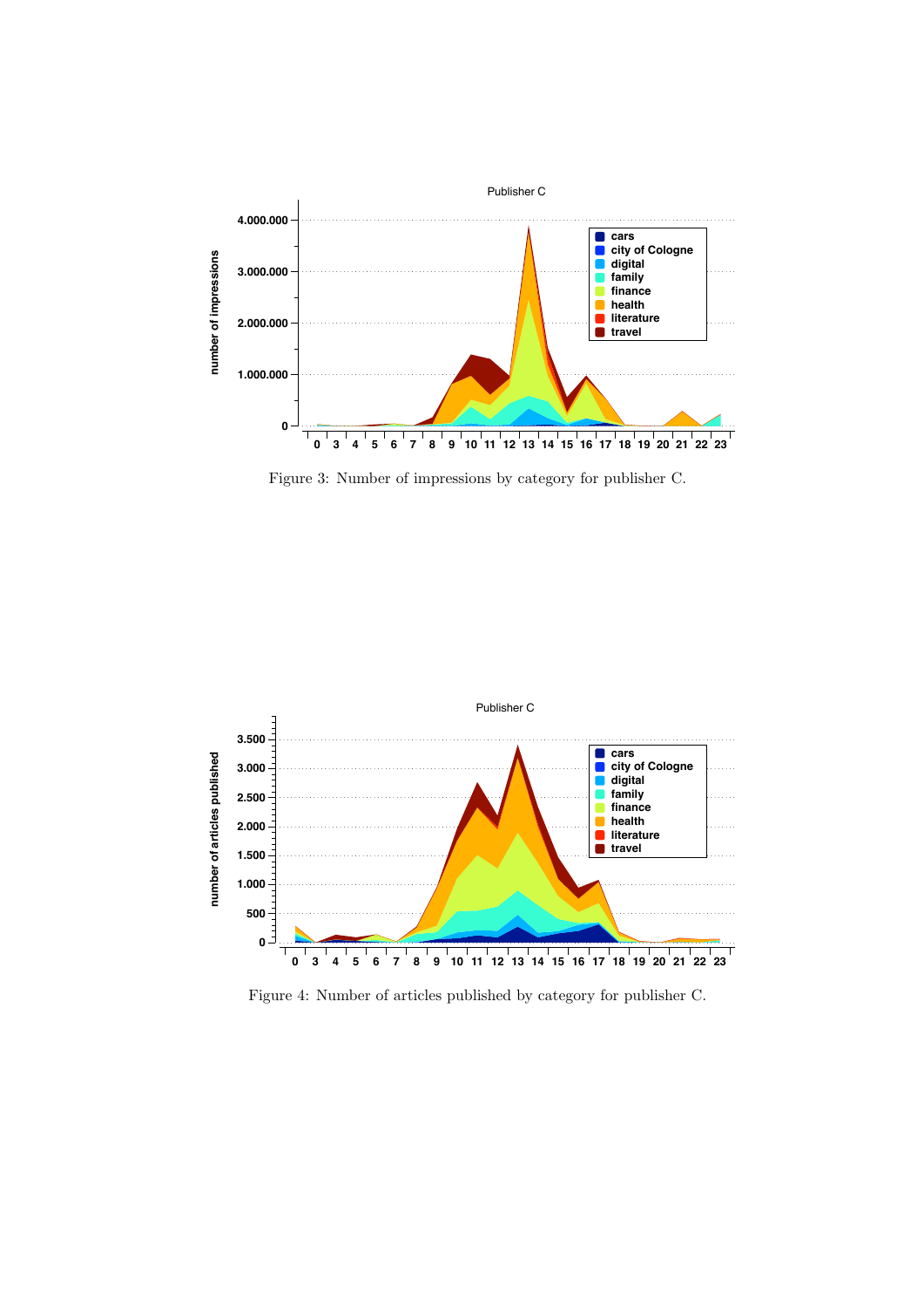Figure 3: Number of impressions by category for publisher C.

Figure 4: Number of articles published by category for publisher C.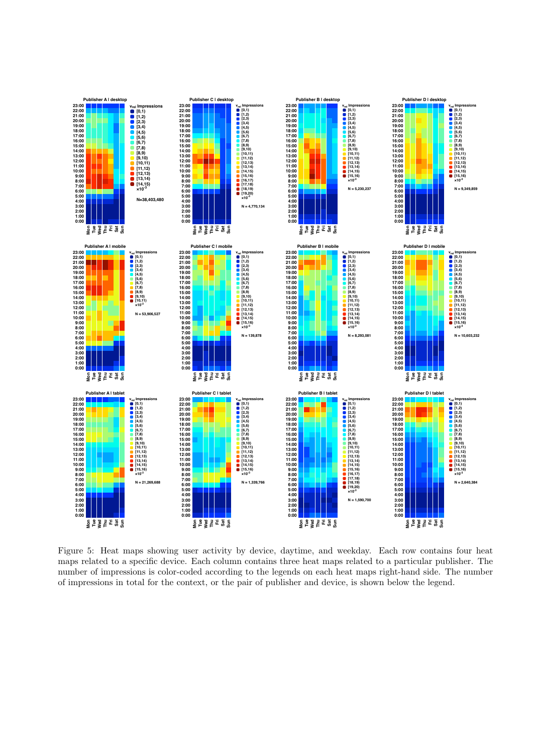Figure 5: Heat maps showing user activity by device, daytime, and weekday. Each row contains four heat maps related to a specific device. Each column contains three heat maps related to a particular publisher. The number of impressions is color-coded according to the legends on each heat maps right-hand side. The number of impressions in total for the context, or the pair of publisher and device, is shown below the legend.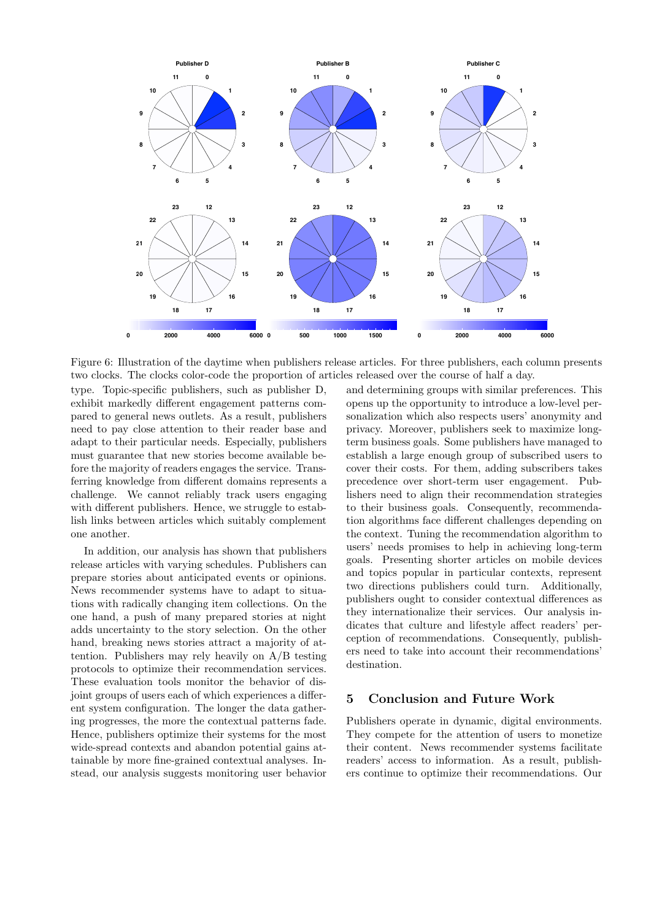Figure 6: Illustration of the daytime when publishers release articles. For three publishers, each column presents two clocks. The clocks color-code the proportion of articles released over the course of half a day.

type. Topic-specific publishers, such as publisher D, exhibit markedly different engagement patterns compared to general news outlets. As a result, publishers need to pay close attention to their reader base and adapt to their particular needs. Especially, publishers must guarantee that new stories become available before the majority of readers engages the service. Transferring knowledge from different domains represents a challenge. We cannot reliably track users engaging with different publishers. Hence, we struggle to establish links between articles which suitably complement one another.

In addition, our analysis has shown that publishers release articles with varying schedules. Publishers can prepare stories about anticipated events or opinions. News recommender systems have to adapt to situations with radically changing item collections. On the one hand, a push of many prepared stories at night adds uncertainty to the story selection. On the other hand, breaking news stories attract a majority of attention. Publishers may rely heavily on A/B testing protocols to optimize their recommendation services. These evaluation tools monitor the behavior of disjoint groups of users each of which experiences a different system configuration. The longer the data gathering progresses, the more the contextual patterns fade. Hence, publishers optimize their systems for the most wide-spread contexts and abandon potential gains attainable by more fine-grained contextual analyses. Instead, our analysis suggests monitoring user behavior and determining groups with similar preferences. This opens up the opportunity to introduce a low-level personalization which also respects users' anonymity and privacy. Moreover, publishers seek to maximize long-term business goals. Some publishers have managed to establish a large enough group of subscribed users to cover their costs. For them, adding subscribers takes precedence over short-term user engagement. Publishers need to align their recommendation strategies to their business goals. Consequently, recommendation algorithms face different challenges depending on the context. Tuning the recommendation algorithm to users' needs promises to help in achieving long-term goals. Presenting shorter articles on mobile devices and topics popular in particular contexts, represent two directions publishers could turn. Additionally, publishers ought to consider contextual differences as they internationalize their services. Our analysis indicates that culture and lifestyle affect readers' perception of recommendations. Consequently, publishers need to take into account their recommendations' destination.

## 5 Conclusion and Future Work

Publishers operate in dynamic, digital environments. They compete for the attention of users to monetize their content. News recommender systems facilitate readers' access to information. As a result, publishers continue to optimize their recommendations. Our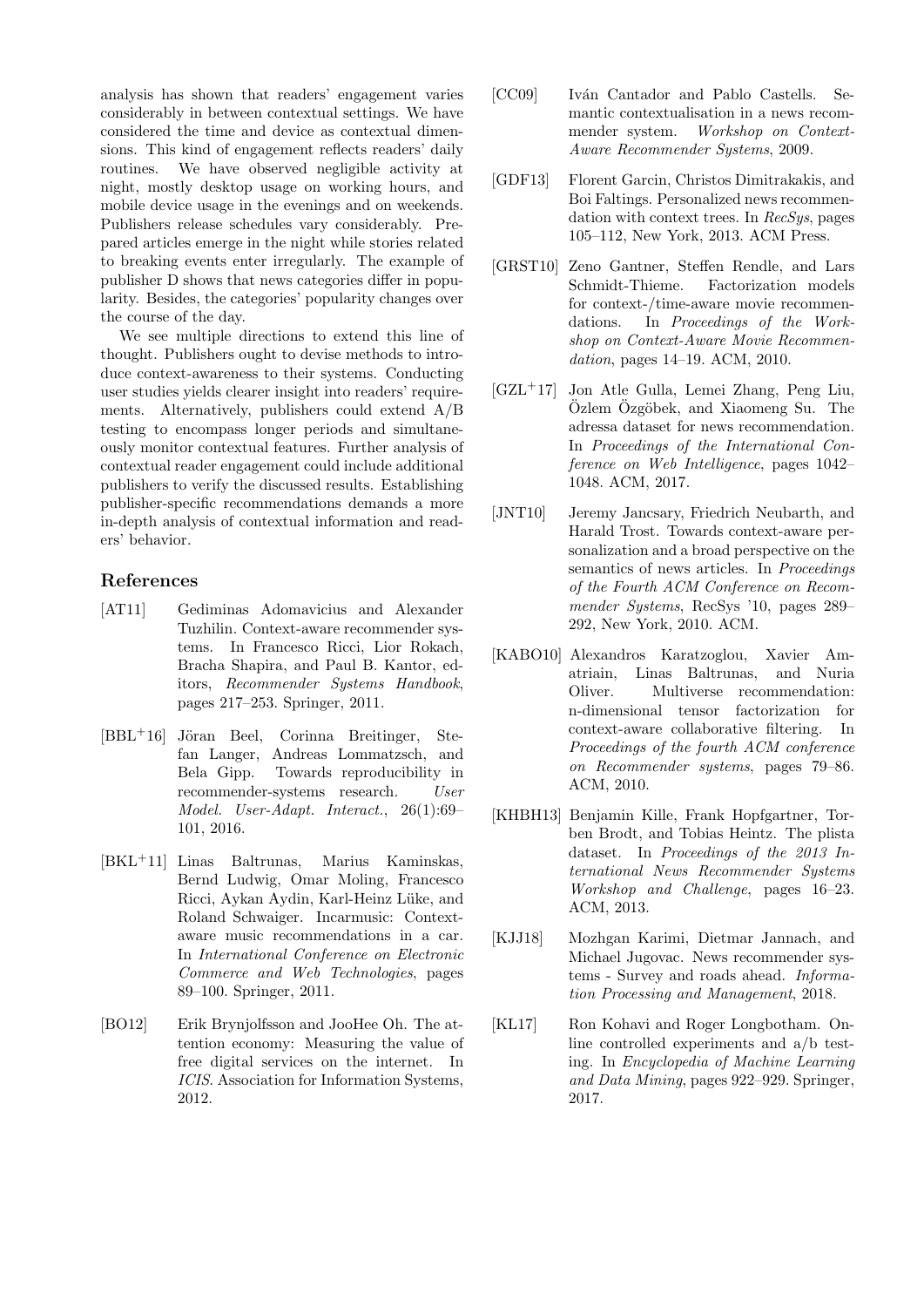analysis has shown that readers' engagement varies considerably in between contextual settings. We have considered the time and device as contextual dimensions. This kind of engagement reflects readers' daily routines. We have observed negligible activity at night, mostly desktop usage on working hours, and mobile device usage in the evenings and on weekends. Publishers release schedules vary considerably. Prepared articles emerge in the night while stories related to breaking events enter irregularly. The example of publisher D shows that news categories differ in popularity. Besides, the categories' popularity changes over the course of the day.

We see multiple directions to extend this line of thought. Publishers ought to devise methods to introduce context-awareness to their systems. Conducting user studies yields clearer insight into readers' requirements. Alternatively, publishers could extend A/B testing to encompass longer periods and simultaneously monitor contextual features. Further analysis of contextual reader engagement could include additional publishers to verify the discussed results. Establishing publisher-specific recommendations demands a more in-depth analysis of contextual information and readers' behavior.

## References

[AT11] Gediminas Adomavicius and Alexander Tuzhilin. Context-aware recommender systems. In Francesco Ricci, Lior Rokach, Bracha Shapira, and Paul B. Kantor, editors, *Recommender Systems Handbook*, pages 217–253. Springer, 2011.

[BBL+16] Jöran Beel, Corinna Breitinger, Stefan Langer, Andreas Lommatzsch, and Bela Gipp. Towards reproducibility in recommender-systems research. *User Model. User-Adapt. Interact.*, 26(1):69–101, 2016.

[BKL+11] Linas Baltrunas, Marius Kaminskas, Bernd Ludwig, Omar Moling, Francesco Ricci, Aykan Aydin, Karl-Heinz Lüke, and Roland Schwaiger. Incarmusic: Context-aware music recommendations in a car. In *International Conference on Electronic Commerce and Web Technologies*, pages 89–100. Springer, 2011.

[BO12] Erik Brynjolfsson and JooHee Oh. The attention economy: Measuring the value of free digital services on the internet. In *ICIS*. Association for Information Systems, 2012.

[CC09] Iván Cantador and Pablo Castells. Semantic contextualisation in a news recommender system. *Workshop on Context-Aware Recommender Systems*, 2009.

[GDF13] Florent Garcin, Christos Dimitrakakis, and Boi Faltings. Personalized news recommendation with context trees. In *RecSys*, pages 105–112, New York, 2013. ACM Press.

[GRST10] Zeno Gantner, Steffen Rendle, and Lars Schmidt-Thieme. Factorization models for context-/time-aware movie recommendations. In *Proceedings of the Workshop on Context-Aware Movie Recommendation*, pages 14–19. ACM, 2010.

[GZL+17] Jon Atle Gulla, Lemei Zhang, Peng Liu, Özlem Özgöbek, and Xiaomeng Su. The adressa dataset for news recommendation. In *Proceedings of the International Conference on Web Intelligence*, pages 1042–1048. ACM, 2017.

[JNT10] Jeremy Jancsary, Friedrich Neubarth, and Harald Trost. Towards context-aware personalization and a broad perspective on the semantics of news articles. In *Proceedings of the Fourth ACM Conference on Recommender Systems*, RecSys '10, pages 289–292, New York, 2010. ACM.

[KABO10] Alexandros Karatzoglou, Xavier Amatriain, Linas Baltrunas, and Nuria Oliver. Multiverse recommendation: n-dimensional tensor factorization for context-aware collaborative filtering. In *Proceedings of the fourth ACM conference on Recommender systems*, pages 79–86. ACM, 2010.

[KHBH13] Benjamin Kille, Frank Hopfgartner, Torben Brodt, and Tobias Heintz. The plista dataset. In *Proceedings of the 2013 International News Recommender Systems Workshop and Challenge*, pages 16–23. ACM, 2013.

[KJJ18] Mozhgan Karimi, Dietmar Jannach, and Michael Jugovac. News recommender systems - Survey and roads ahead. *Information Processing and Management*, 2018.

[KL17] Ron Kohavi and Roger Longbotham. Online controlled experiments and a/b testing. In *Encyclopedia of Machine Learning and Data Mining*, pages 922–929. Springer, 2017.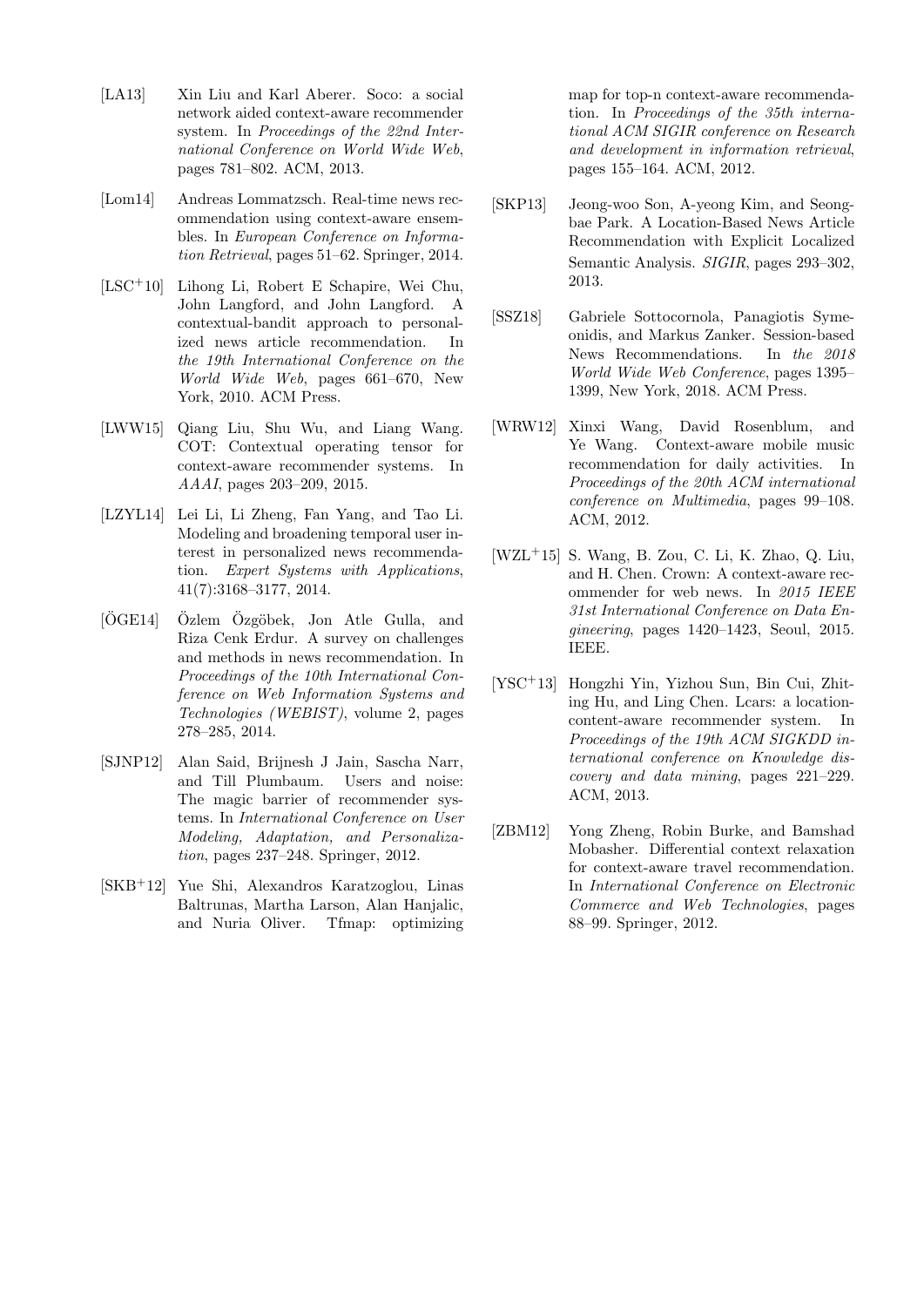[LA13] Xin Liu and Karl Aberer. Soco: a social network aided context-aware recommender system. In *Proceedings of the 22nd International Conference on World Wide Web*, pages 781–802. ACM, 2013.

[Lom14] Andreas Lommatzsch. Real-time news recommendation using context-aware ensembles. In *European Conference on Information Retrieval*, pages 51–62. Springer, 2014.

[LSC+10] Lihong Li, Robert E Schapire, Wei Chu, John Langford, and John Langford. A contextual-bandit approach to personalized news article recommendation. In *the 19th International Conference on the World Wide Web*, pages 661–670, New York, 2010. ACM Press.

[LWW15] Qiang Liu, Shu Wu, and Liang Wang. COT: Contextual operating tensor for context-aware recommender systems. In *AAAI*, pages 203–209, 2015.

[LZYL14] Lei Li, Li Zheng, Fan Yang, and Tao Li. Modeling and broadening temporal user interest in personalized news recommendation. *Expert Systems with Applications*, 41(7):3168–3177, 2014.

[ÖGE14] Özlem Özgöbek, Jon Atle Gulla, and Riza Cenk Erdur. A survey on challenges and methods in news recommendation. In *Proceedings of the 10th International Conference on Web Information Systems and Technologies (WEBIST)*, volume 2, pages 278–285, 2014.

[SJNP12] Alan Said, Brijnesh J Jain, Sascha Narr, and Till Plumbaum. Users and noise: The magic barrier of recommender systems. In *International Conference on User Modeling, Adaptation, and Personalization*, pages 237–248. Springer, 2012.

[SKB+12] Yue Shi, Alexandros Karatzoglou, Linas Baltrunas, Martha Larson, Alan Hanjalic, and Nuria Oliver. Tfmap: optimizing map for top-n context-aware recommendation. In *Proceedings of the 35th international ACM SIGIR conference on Research and development in information retrieval*, pages 155–164. ACM, 2012.

[SKP13] Jeong-woo Son, A-yeong Kim, and Seongbae Park. A Location-Based News Article Recommendation with Explicit Localized Semantic Analysis. *SIGIR*, pages 293–302, 2013.

[SSZ18] Gabriele Sottocornola, Panagiotis Symeonidis, and Markus Zanker. Session-based News Recommendations. In *the 2018 World Wide Web Conference*, pages 1395–1399, New York, 2018. ACM Press.

[WRW12] Xinxi Wang, David Rosenblum, and Ye Wang. Context-aware mobile music recommendation for daily activities. In *Proceedings of the 20th ACM international conference on Multimedia*, pages 99–108. ACM, 2012.

[WZL+15] S. Wang, B. Zou, C. Li, K. Zhao, Q. Liu, and H. Chen. Crown: A context-aware recommender for web news. In *2015 IEEE 31st International Conference on Data Engineering*, pages 1420–1423, Seoul, 2015. IEEE.

[YSC+13] Hongzhi Yin, Yizhou Sun, Bin Cui, Zhiting Hu, and Ling Chen. Lcars: a location-content-aware recommender system. In *Proceedings of the 19th ACM SIGKDD international conference on Knowledge discovery and data mining*, pages 221–229. ACM, 2013.

[ZBM12] Yong Zheng, Robin Burke, and Bamshad Mobasher. Differential context relaxation for context-aware travel recommendation. In *International Conference on Electronic Commerce and Web Technologies*, pages 88–99. Springer, 2012.